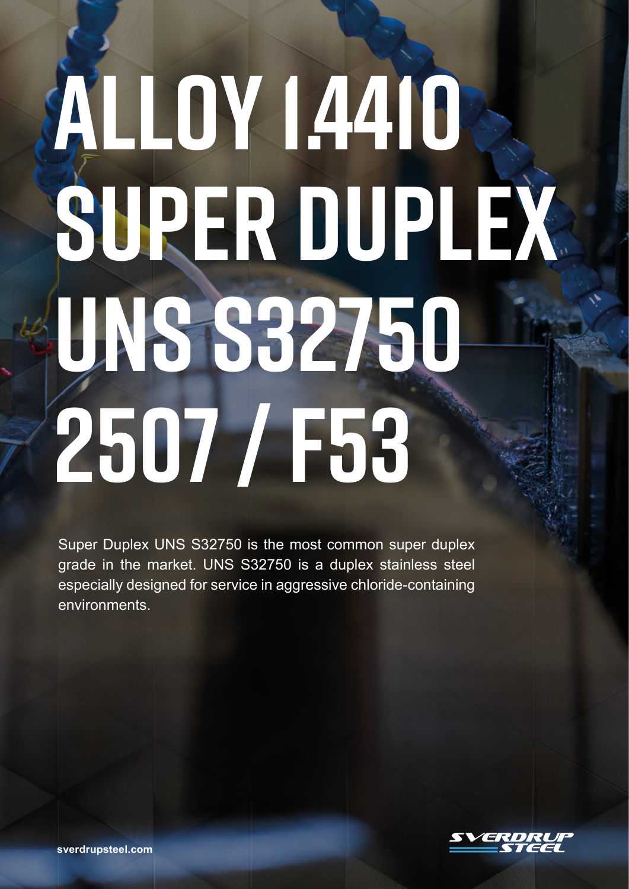# ALLOY 1.4410 SUPER DUPLEX UNS S32750 2507 / F53

Super Duplex UNS S32750 is the most common super duplex grade in the market. UNS S32750 is a duplex stainless steel especially designed for service in aggressive chloride-containing environments.

sverdrupsteel.com

SVERDRUP STEEL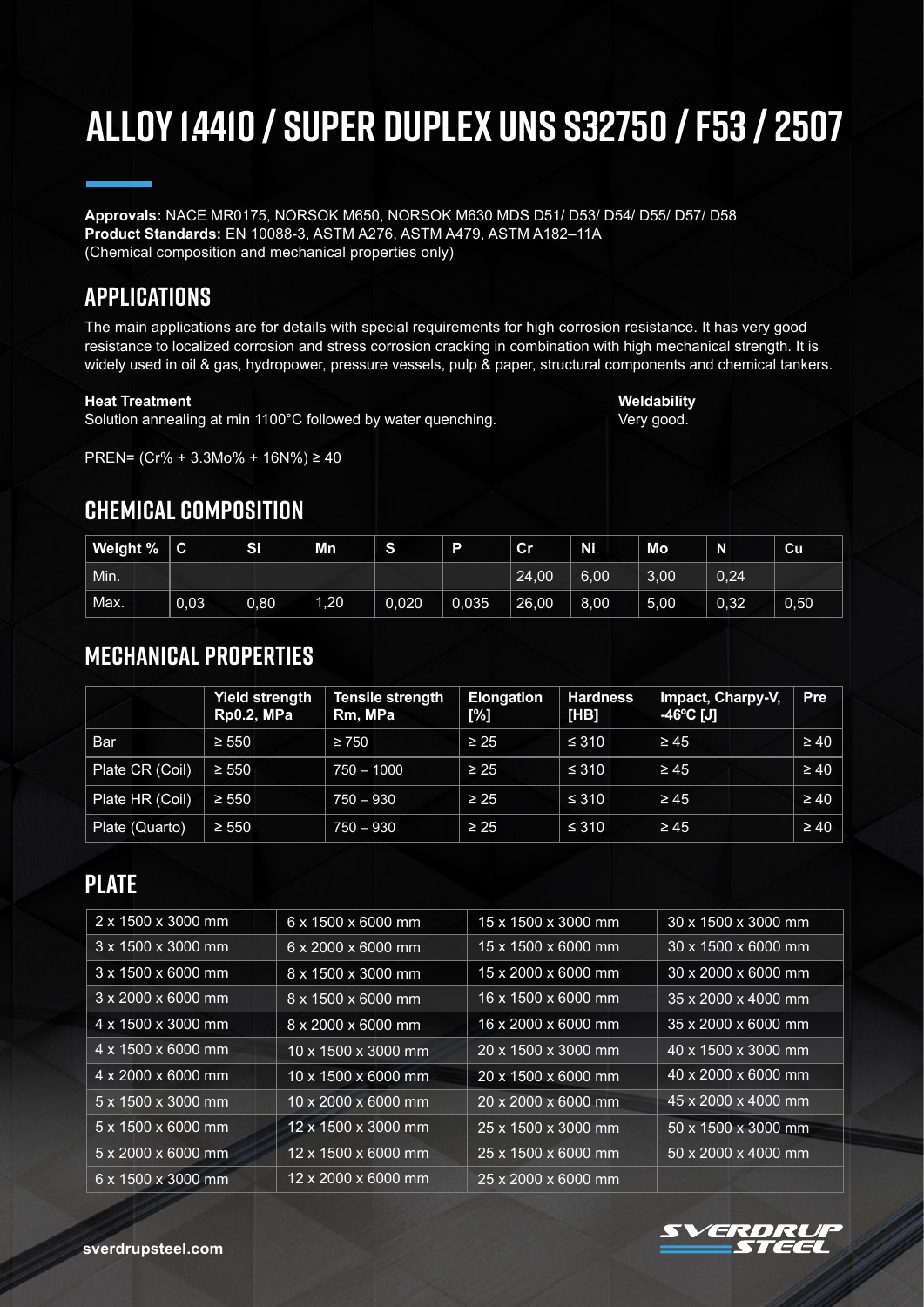# ALLOY 1.4410 / SUPER DUPLEX UNS S32750 / F53 / 2507

**Approvals:** NACE MR0175, NORSOK M650, NORSOK M630 MDS D51/ D53/ D54/ D55/ D57/ D58
**Product Standards:** EN 10088-3, ASTM A276, ASTM A479, ASTM A182–11A
(Chemical composition and mechanical properties only)

## APPLICATIONS

The main applications are for details with special requirements for high corrosion resistance. It has very good resistance to localized corrosion and stress corrosion cracking in combination with high mechanical strength. It is widely used in oil & gas, hydropower, pressure vessels, pulp & paper, structural components and chemical tankers.

**Heat Treatment**
Solution annealing at min 1100°C followed by water quenching.

**Weldability**
Very good.

PREN= (Cr% + 3.3Mo% + 16N%) ≥ 40

## CHEMICAL COMPOSITION

| Weight % | C | Si | Mn | S | P | Cr | Ni | Mo | N | Cu |
|---|---|---|---|---|---|---|---|---|---|---|
| Min. | | | | | | 24,00 | 6,00 | 3,00 | 0,24 | |
| Max. | 0,03 | 0,80 | 1,20 | 0,020 | 0,035 | 26,00 | 8,00 | 5,00 | 0,32 | 0,50 |

## MECHANICAL PROPERTIES

| | Yield strength Rp0.2, MPa | Tensile strength Rm, MPa | Elongation [%] | Hardness [HB] | Impact, Charpy-V, -46ºC [J] | Pre |
|---|---|---|---|---|---|---|
| Bar | ≥ 550 | ≥ 750 | ≥ 25 | ≤ 310 | ≥ 45 | ≥ 40 |
| Plate CR (Coil) | ≥ 550 | 750 – 1000 | ≥ 25 | ≤ 310 | ≥ 45 | ≥ 40 |
| Plate HR (Coil) | ≥ 550 | 750 – 930 | ≥ 25 | ≤ 310 | ≥ 45 | ≥ 40 |
| Plate (Quarto) | ≥ 550 | 750 – 930 | ≥ 25 | ≤ 310 | ≥ 45 | ≥ 40 |

## PLATE

| | | | |
|---|---|---|---|
| 2 x 1500 x 3000 mm | 6 x 1500 x 6000 mm | 15 x 1500 x 3000 mm | 30 x 1500 x 3000 mm |
| 3 x 1500 x 3000 mm | 6 x 2000 x 6000 mm | 15 x 1500 x 6000 mm | 30 x 1500 x 6000 mm |
| 3 x 1500 x 6000 mm | 8 x 1500 x 3000 mm | 15 x 2000 x 6000 mm | 30 x 2000 x 6000 mm |
| 3 x 2000 x 6000 mm | 8 x 1500 x 6000 mm | 16 x 1500 x 6000 mm | 35 x 2000 x 4000 mm |
| 4 x 1500 x 3000 mm | 8 x 2000 x 6000 mm | 16 x 2000 x 6000 mm | 35 x 2000 x 6000 mm |
| 4 x 1500 x 6000 mm | 10 x 1500 x 3000 mm | 20 x 1500 x 3000 mm | 40 x 1500 x 3000 mm |
| 4 x 2000 x 6000 mm | 10 x 1500 x 6000 mm | 20 x 1500 x 6000 mm | 40 x 2000 x 6000 mm |
| 5 x 1500 x 3000 mm | 10 x 2000 x 6000 mm | 20 x 2000 x 6000 mm | 45 x 2000 x 4000 mm |
| 5 x 1500 x 6000 mm | 12 x 1500 x 3000 mm | 25 x 1500 x 3000 mm | 50 x 1500 x 3000 mm |
| 5 x 2000 x 6000 mm | 12 x 1500 x 6000 mm | 25 x 1500 x 6000 mm | 50 x 2000 x 4000 mm |
| 6 x 1500 x 3000 mm | 12 x 2000 x 6000 mm | 25 x 2000 x 6000 mm | |

sverdrupsteel.com

SVERDRUP STEEL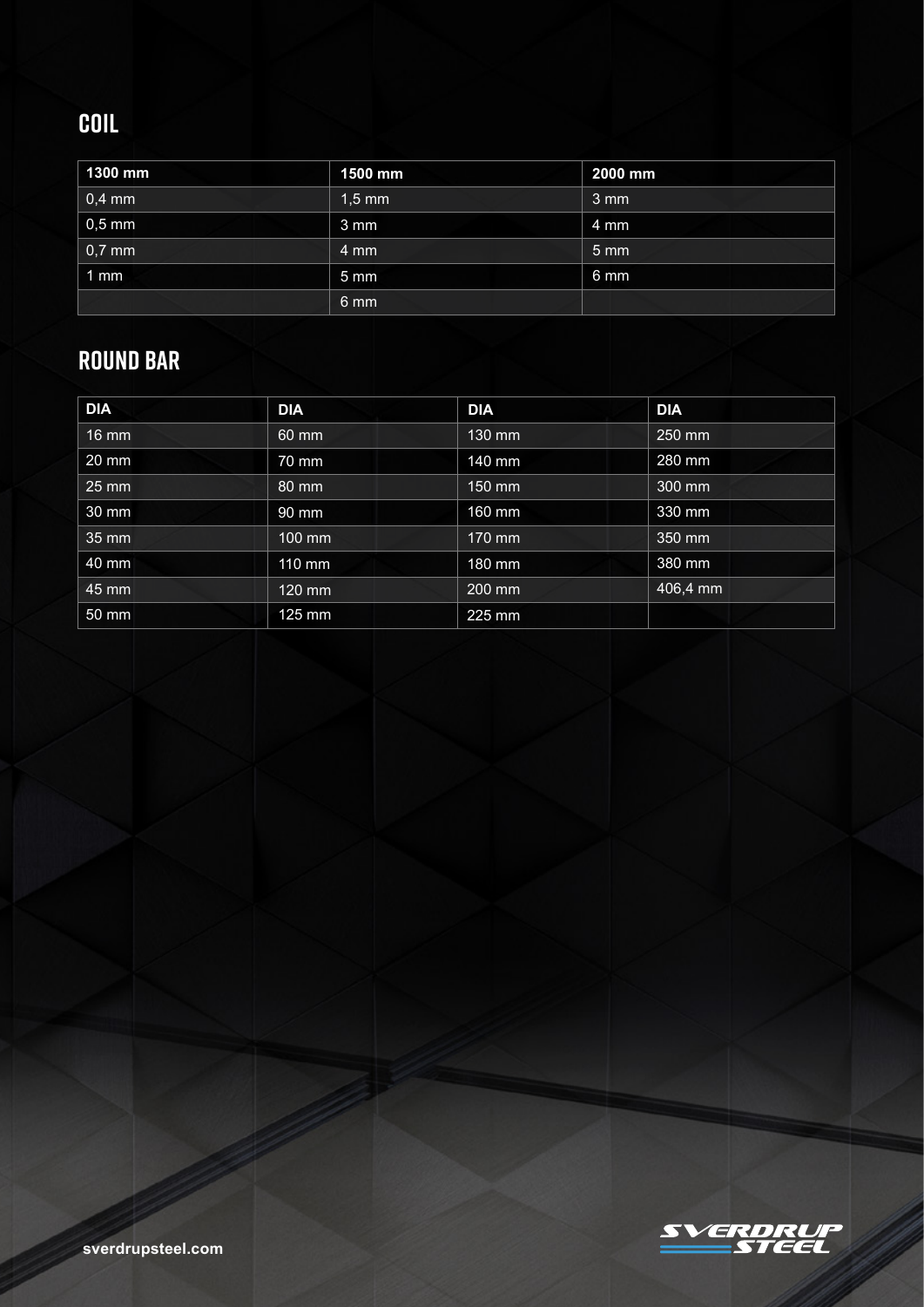## COIL

| 1300 mm | 1500 mm | 2000 mm |
|---|---|---|
| 0,4 mm | 1,5 mm | 3 mm |
| 0,5 mm | 3 mm | 4 mm |
| 0,7 mm | 4 mm | 5 mm |
| 1 mm | 5 mm | 6 mm |
| | 6 mm | |

## ROUND BAR

| DIA | DIA | DIA | DIA |
|---|---|---|---|
| 16 mm | 60 mm | 130 mm | 250 mm |
| 20 mm | 70 mm | 140 mm | 280 mm |
| 25 mm | 80 mm | 150 mm | 300 mm |
| 30 mm | 90 mm | 160 mm | 330 mm |
| 35 mm | 100 mm | 170 mm | 350 mm |
| 40 mm | 110 mm | 180 mm | 380 mm |
| 45 mm | 120 mm | 200 mm | 406,4 mm |
| 50 mm | 125 mm | 225 mm | |

**sverdrupsteel.com**

SVERDRUP STEEL